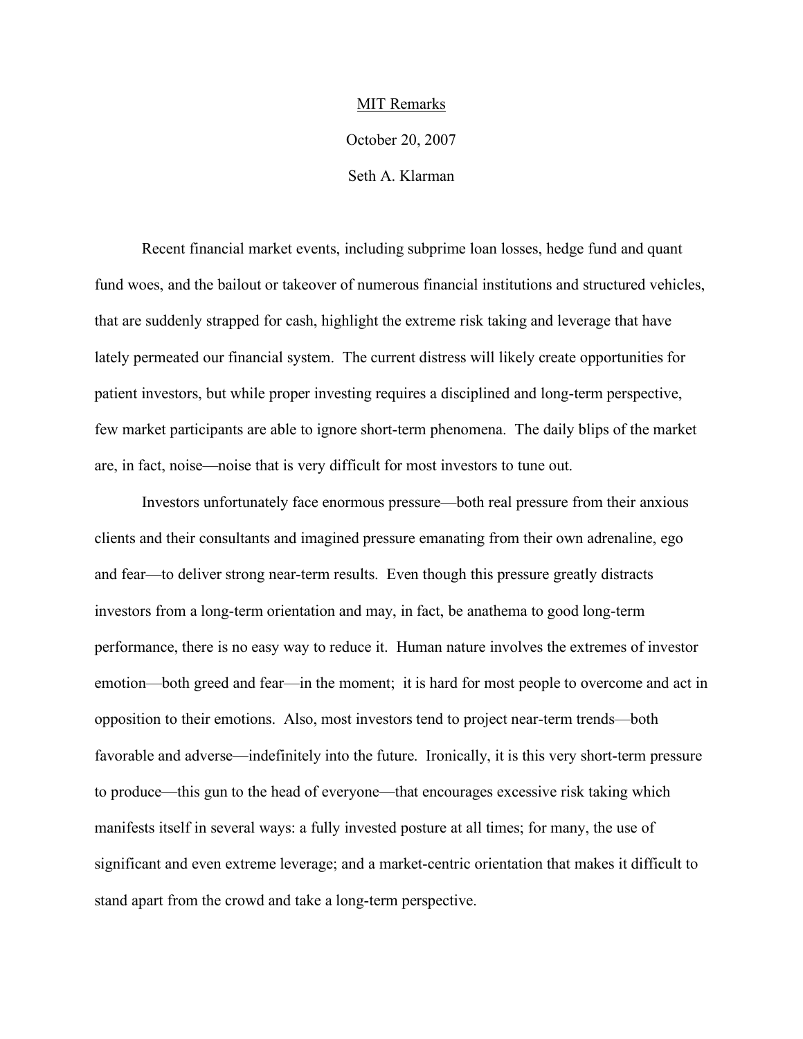<u>MIT Remarks</u>

October 20, 2007

Seth A. Klarman

Recent financial market events, including subprime loan losses, hedge fund and quant fund woes, and the bailout or takeover of numerous financial institutions and structured vehicles, that are suddenly strapped for cash, highlight the extreme risk taking and leverage that have lately permeated our financial system. The current distress will likely create opportunities for patient investors, but while proper investing requires a disciplined and long-term perspective, few market participants are able to ignore short-term phenomena. The daily blips of the market are, in fact, noise—noise that is very difficult for most investors to tune out.

Investors unfortunately face enormous pressure—both real pressure from their anxious clients and their consultants and imagined pressure emanating from their own adrenaline, ego and fear—to deliver strong near-term results. Even though this pressure greatly distracts investors from a long-term orientation and may, in fact, be anathema to good long-term performance, there is no easy way to reduce it. Human nature involves the extremes of investor emotion—both greed and fear—in the moment; it is hard for most people to overcome and act in opposition to their emotions. Also, most investors tend to project near-term trends—both favorable and adverse—indefinitely into the future. Ironically, it is this very short-term pressure to produce—this gun to the head of everyone—that encourages excessive risk taking which manifests itself in several ways: a fully invested posture at all times; for many, the use of significant and even extreme leverage; and a market-centric orientation that makes it difficult to stand apart from the crowd and take a long-term perspective.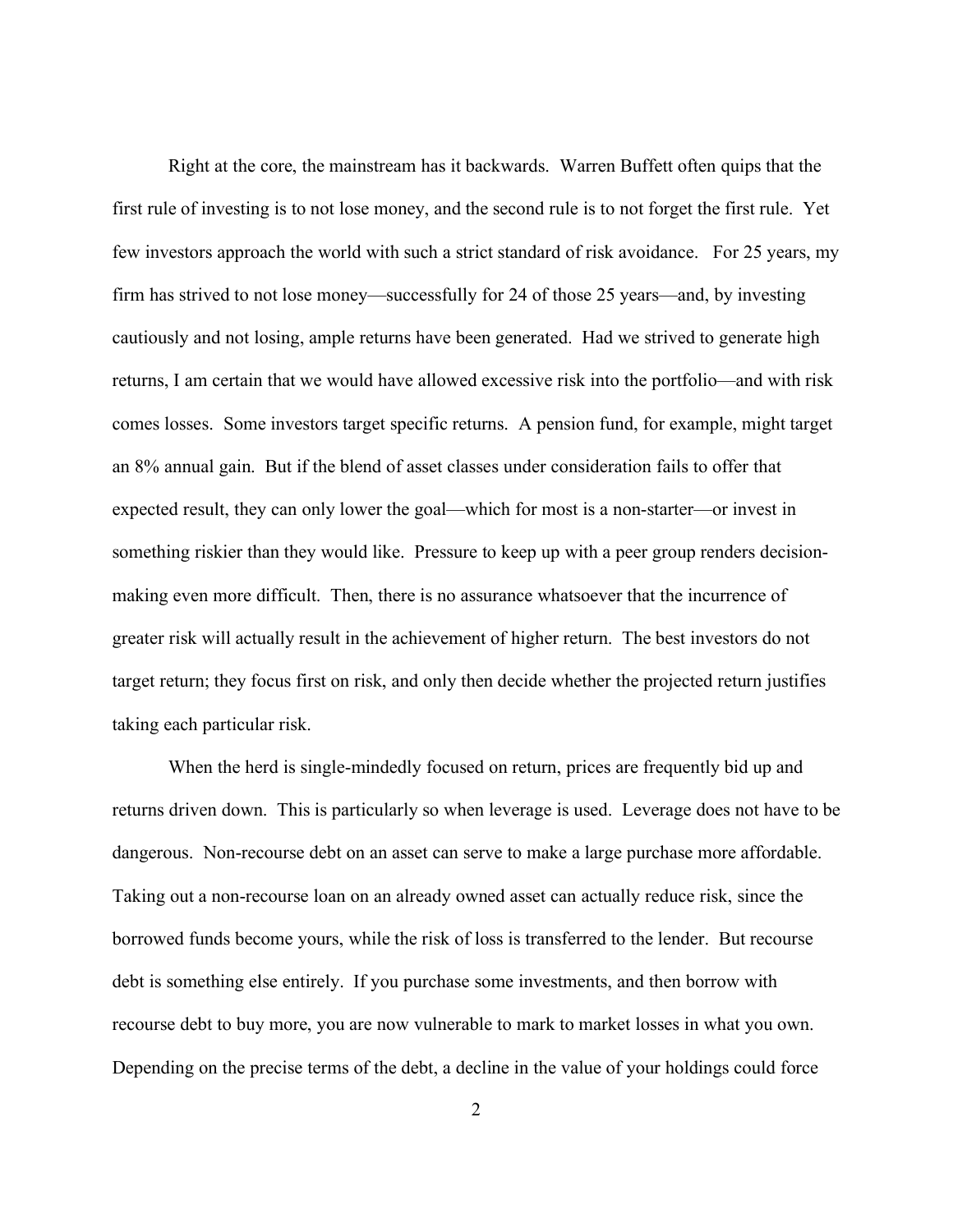Right at the core, the mainstream has it backwards. Warren Buffett often quips that the first rule of investing is to not lose money, and the second rule is to not forget the first rule. Yet few investors approach the world with such a strict standard of risk avoidance. For 25 years, my firm has strived to not lose money—successfully for 24 of those 25 years—and, by investing cautiously and not losing, ample returns have been generated. Had we strived to generate high returns, I am certain that we would have allowed excessive risk into the portfolio—and with risk comes losses. Some investors target specific returns. A pension fund, for example, might target an 8% annual gain. But if the blend of asset classes under consideration fails to offer that expected result, they can only lower the goal—which for most is a non-starter—or invest in something riskier than they would like. Pressure to keep up with a peer group renders decision-making even more difficult. Then, there is no assurance whatsoever that the incurrence of greater risk will actually result in the achievement of higher return. The best investors do not target return; they focus first on risk, and only then decide whether the projected return justifies taking each particular risk.

When the herd is single-mindedly focused on return, prices are frequently bid up and returns driven down. This is particularly so when leverage is used. Leverage does not have to be dangerous. Non-recourse debt on an asset can serve to make a large purchase more affordable. Taking out a non-recourse loan on an already owned asset can actually reduce risk, since the borrowed funds become yours, while the risk of loss is transferred to the lender. But recourse debt is something else entirely. If you purchase some investments, and then borrow with recourse debt to buy more, you are now vulnerable to mark to market losses in what you own. Depending on the precise terms of the debt, a decline in the value of your holdings could force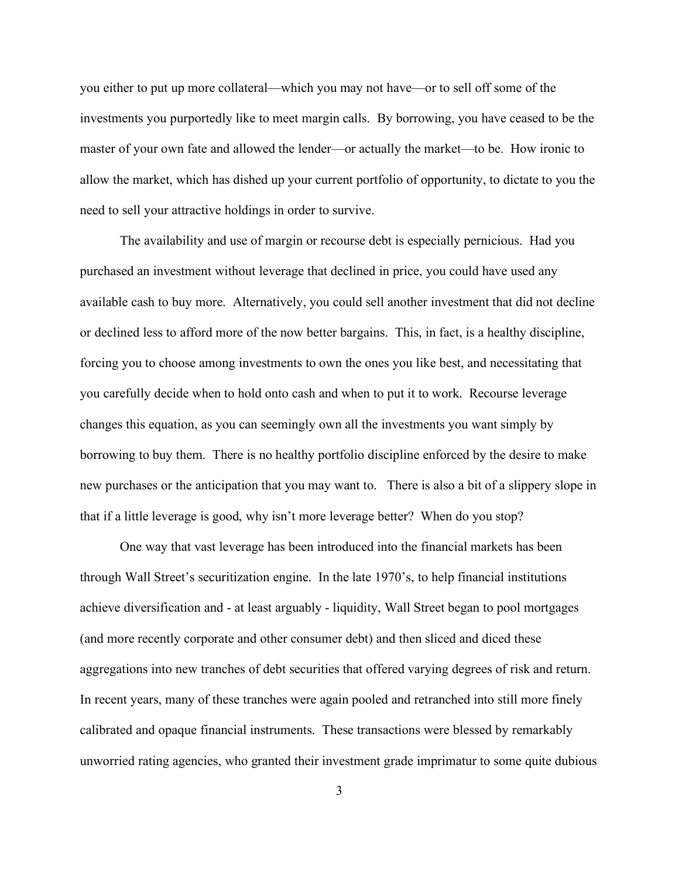you either to put up more collateral—which you may not have—or to sell off some of the investments you purportedly like to meet margin calls. By borrowing, you have ceased to be the master of your own fate and allowed the lender—or actually the market—to be. How ironic to allow the market, which has dished up your current portfolio of opportunity, to dictate to you the need to sell your attractive holdings in order to survive.

The availability and use of margin or recourse debt is especially pernicious. Had you purchased an investment without leverage that declined in price, you could have used any available cash to buy more. Alternatively, you could sell another investment that did not decline or declined less to afford more of the now better bargains. This, in fact, is a healthy discipline, forcing you to choose among investments to own the ones you like best, and necessitating that you carefully decide when to hold onto cash and when to put it to work. Recourse leverage changes this equation, as you can seemingly own all the investments you want simply by borrowing to buy them. There is no healthy portfolio discipline enforced by the desire to make new purchases or the anticipation that you may want to. There is also a bit of a slippery slope in that if a little leverage is good, why isn't more leverage better? When do you stop?

One way that vast leverage has been introduced into the financial markets has been through Wall Street's securitization engine. In the late 1970's, to help financial institutions achieve diversification and - at least arguably - liquidity, Wall Street began to pool mortgages (and more recently corporate and other consumer debt) and then sliced and diced these aggregations into new tranches of debt securities that offered varying degrees of risk and return. In recent years, many of these tranches were again pooled and retranched into still more finely calibrated and opaque financial instruments. These transactions were blessed by remarkably unworried rating agencies, who granted their investment grade imprimatur to some quite dubious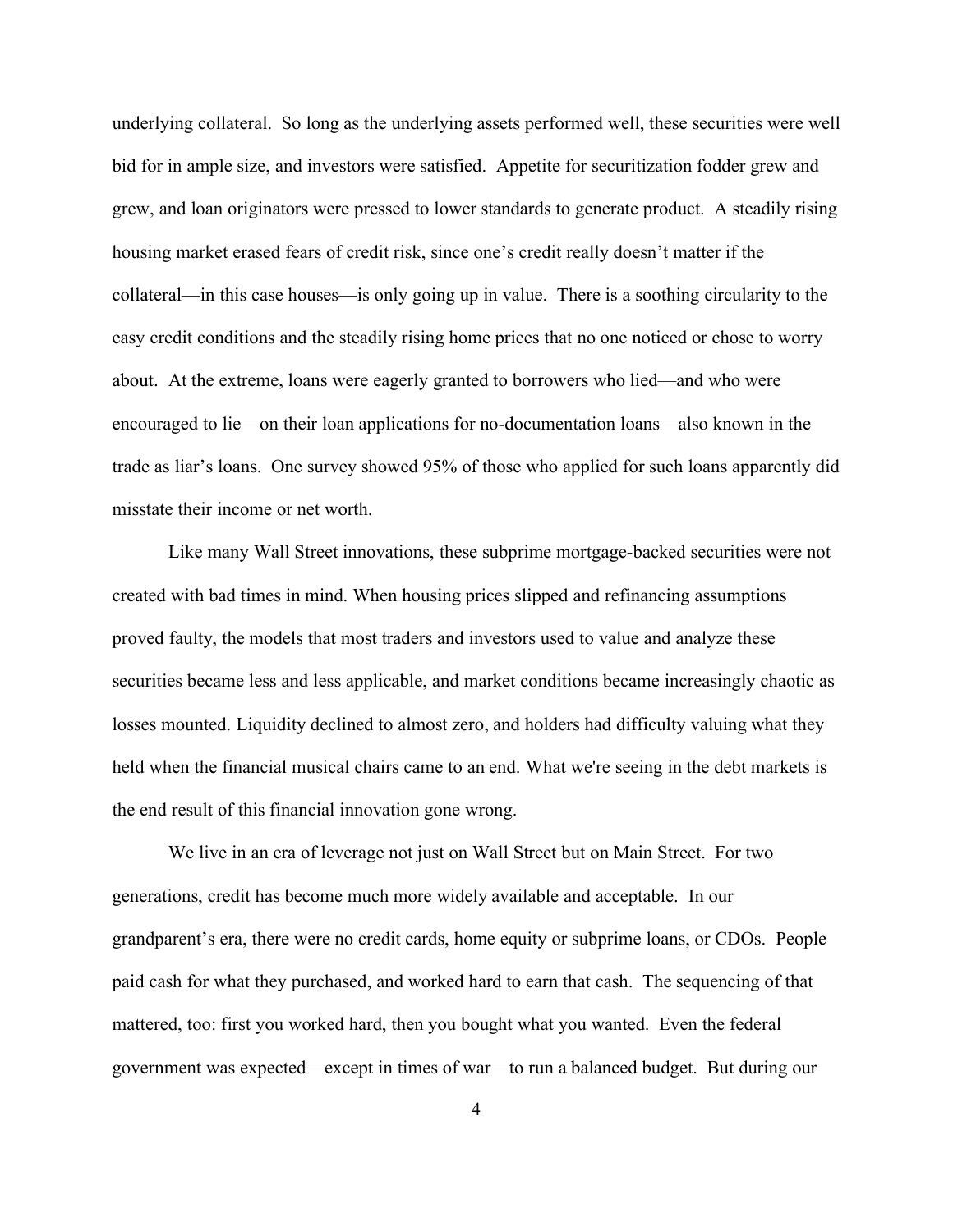underlying collateral. So long as the underlying assets performed well, these securities were well bid for in ample size, and investors were satisfied. Appetite for securitization fodder grew and grew, and loan originators were pressed to lower standards to generate product. A steadily rising housing market erased fears of credit risk, since one's credit really doesn't matter if the collateral—in this case houses—is only going up in value. There is a soothing circularity to the easy credit conditions and the steadily rising home prices that no one noticed or chose to worry about. At the extreme, loans were eagerly granted to borrowers who lied—and who were encouraged to lie—on their loan applications for no-documentation loans—also known in the trade as liar's loans. One survey showed 95% of those who applied for such loans apparently did misstate their income or net worth.

Like many Wall Street innovations, these subprime mortgage-backed securities were not created with bad times in mind. When housing prices slipped and refinancing assumptions proved faulty, the models that most traders and investors used to value and analyze these securities became less and less applicable, and market conditions became increasingly chaotic as losses mounted. Liquidity declined to almost zero, and holders had difficulty valuing what they held when the financial musical chairs came to an end. What we're seeing in the debt markets is the end result of this financial innovation gone wrong.

We live in an era of leverage not just on Wall Street but on Main Street. For two generations, credit has become much more widely available and acceptable. In our grandparent's era, there were no credit cards, home equity or subprime loans, or CDOs. People paid cash for what they purchased, and worked hard to earn that cash. The sequencing of that mattered, too: first you worked hard, then you bought what you wanted. Even the federal government was expected—except in times of war—to run a balanced budget. But during our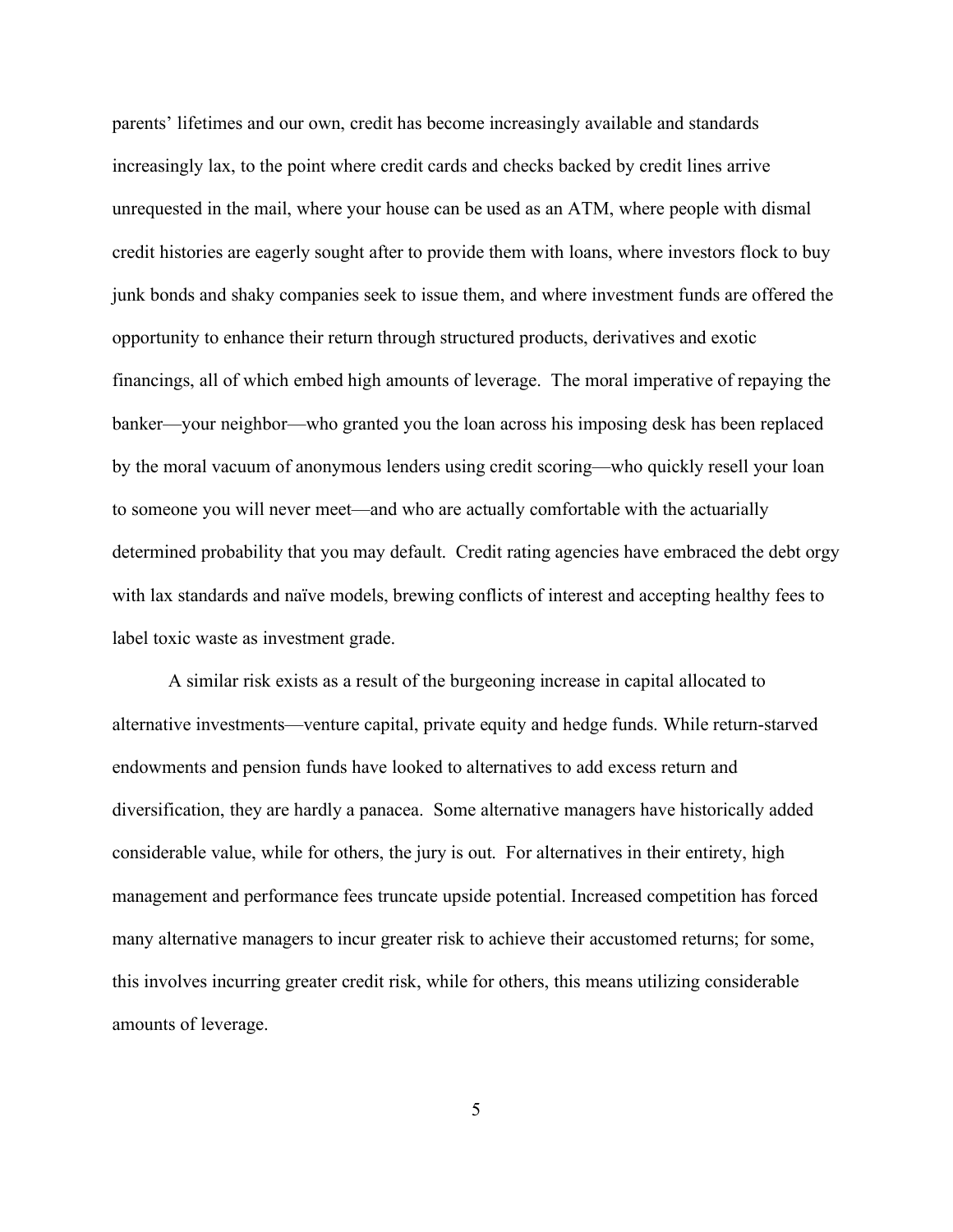parents' lifetimes and our own, credit has become increasingly available and standards increasingly lax, to the point where credit cards and checks backed by credit lines arrive unrequested in the mail, where your house can be used as an ATM, where people with dismal credit histories are eagerly sought after to provide them with loans, where investors flock to buy junk bonds and shaky companies seek to issue them, and where investment funds are offered the opportunity to enhance their return through structured products, derivatives and exotic financings, all of which embed high amounts of leverage. The moral imperative of repaying the banker—your neighbor—who granted you the loan across his imposing desk has been replaced by the moral vacuum of anonymous lenders using credit scoring—who quickly resell your loan to someone you will never meet—and who are actually comfortable with the actuarially determined probability that you may default. Credit rating agencies have embraced the debt orgy with lax standards and naïve models, brewing conflicts of interest and accepting healthy fees to label toxic waste as investment grade.

A similar risk exists as a result of the burgeoning increase in capital allocated to alternative investments—venture capital, private equity and hedge funds. While return-starved endowments and pension funds have looked to alternatives to add excess return and diversification, they are hardly a panacea. Some alternative managers have historically added considerable value, while for others, the jury is out. For alternatives in their entirety, high management and performance fees truncate upside potential. Increased competition has forced many alternative managers to incur greater risk to achieve their accustomed returns; for some, this involves incurring greater credit risk, while for others, this means utilizing considerable amounts of leverage.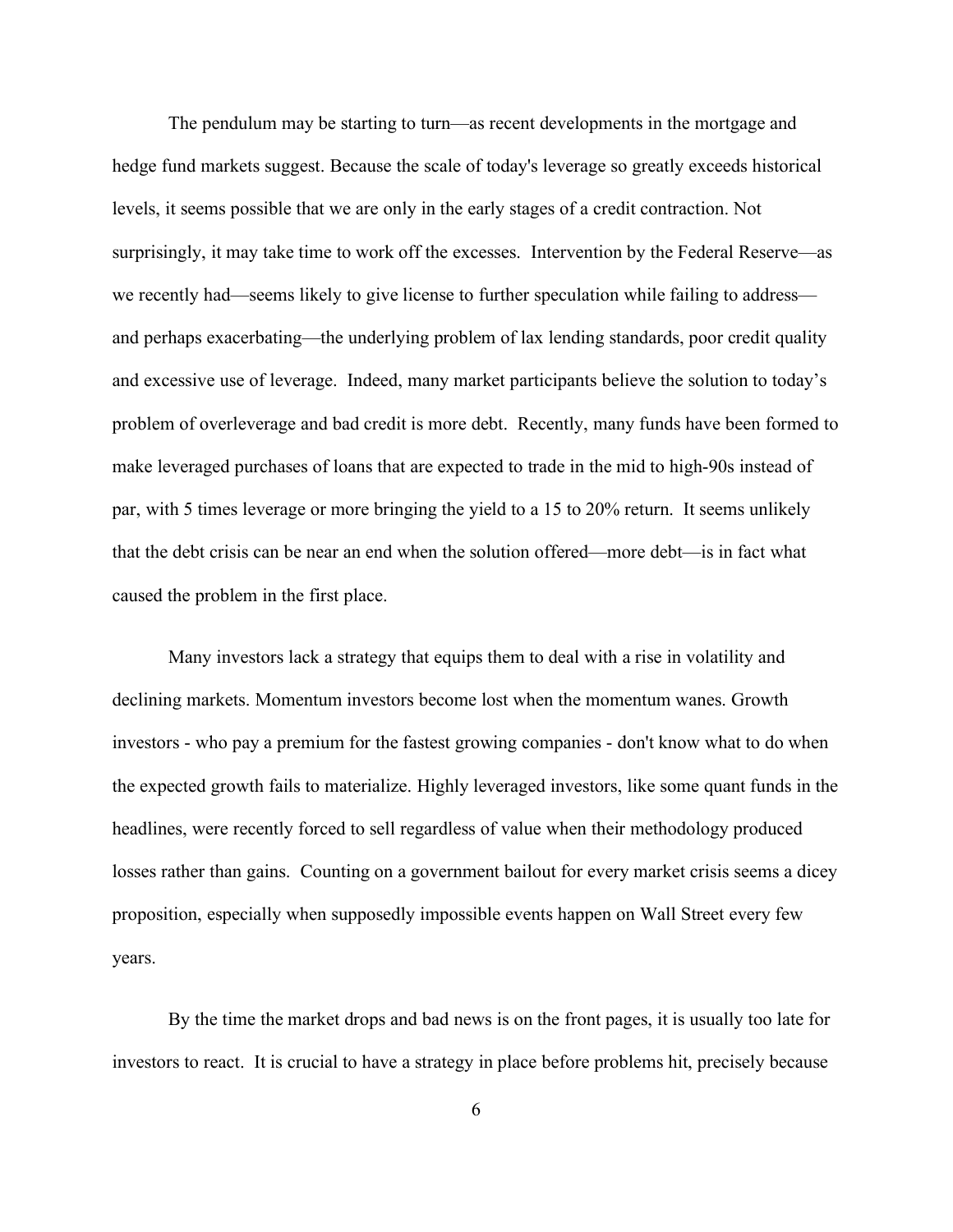The pendulum may be starting to turn—as recent developments in the mortgage and hedge fund markets suggest. Because the scale of today's leverage so greatly exceeds historical levels, it seems possible that we are only in the early stages of a credit contraction. Not surprisingly, it may take time to work off the excesses. Intervention by the Federal Reserve—as we recently had—seems likely to give license to further speculation while failing to address—and perhaps exacerbating—the underlying problem of lax lending standards, poor credit quality and excessive use of leverage. Indeed, many market participants believe the solution to today's problem of overleverage and bad credit is more debt. Recently, many funds have been formed to make leveraged purchases of loans that are expected to trade in the mid to high-90s instead of par, with 5 times leverage or more bringing the yield to a 15 to 20% return. It seems unlikely that the debt crisis can be near an end when the solution offered—more debt—is in fact what caused the problem in the first place.

Many investors lack a strategy that equips them to deal with a rise in volatility and declining markets. Momentum investors become lost when the momentum wanes. Growth investors - who pay a premium for the fastest growing companies - don't know what to do when the expected growth fails to materialize. Highly leveraged investors, like some quant funds in the headlines, were recently forced to sell regardless of value when their methodology produced losses rather than gains. Counting on a government bailout for every market crisis seems a dicey proposition, especially when supposedly impossible events happen on Wall Street every few years.

By the time the market drops and bad news is on the front pages, it is usually too late for investors to react. It is crucial to have a strategy in place before problems hit, precisely because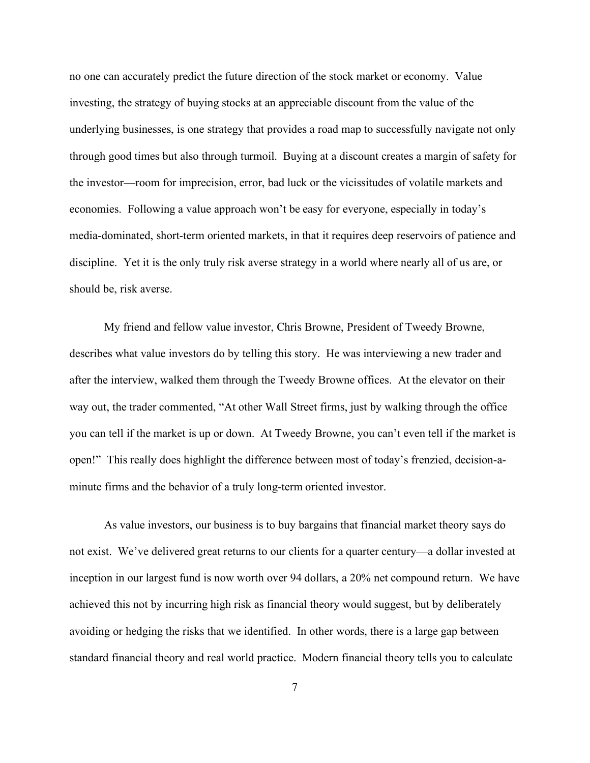no one can accurately predict the future direction of the stock market or economy. Value investing, the strategy of buying stocks at an appreciable discount from the value of the underlying businesses, is one strategy that provides a road map to successfully navigate not only through good times but also through turmoil. Buying at a discount creates a margin of safety for the investor—room for imprecision, error, bad luck or the vicissitudes of volatile markets and economies. Following a value approach won't be easy for everyone, especially in today's media-dominated, short-term oriented markets, in that it requires deep reservoirs of patience and discipline. Yet it is the only truly risk averse strategy in a world where nearly all of us are, or should be, risk averse.

My friend and fellow value investor, Chris Browne, President of Tweedy Browne, describes what value investors do by telling this story. He was interviewing a new trader and after the interview, walked them through the Tweedy Browne offices. At the elevator on their way out, the trader commented, "At other Wall Street firms, just by walking through the office you can tell if the market is up or down. At Tweedy Browne, you can't even tell if the market is open!" This really does highlight the difference between most of today's frenzied, decision-a-minute firms and the behavior of a truly long-term oriented investor.

As value investors, our business is to buy bargains that financial market theory says do not exist. We've delivered great returns to our clients for a quarter century—a dollar invested at inception in our largest fund is now worth over 94 dollars, a 20% net compound return. We have achieved this not by incurring high risk as financial theory would suggest, but by deliberately avoiding or hedging the risks that we identified. In other words, there is a large gap between standard financial theory and real world practice. Modern financial theory tells you to calculate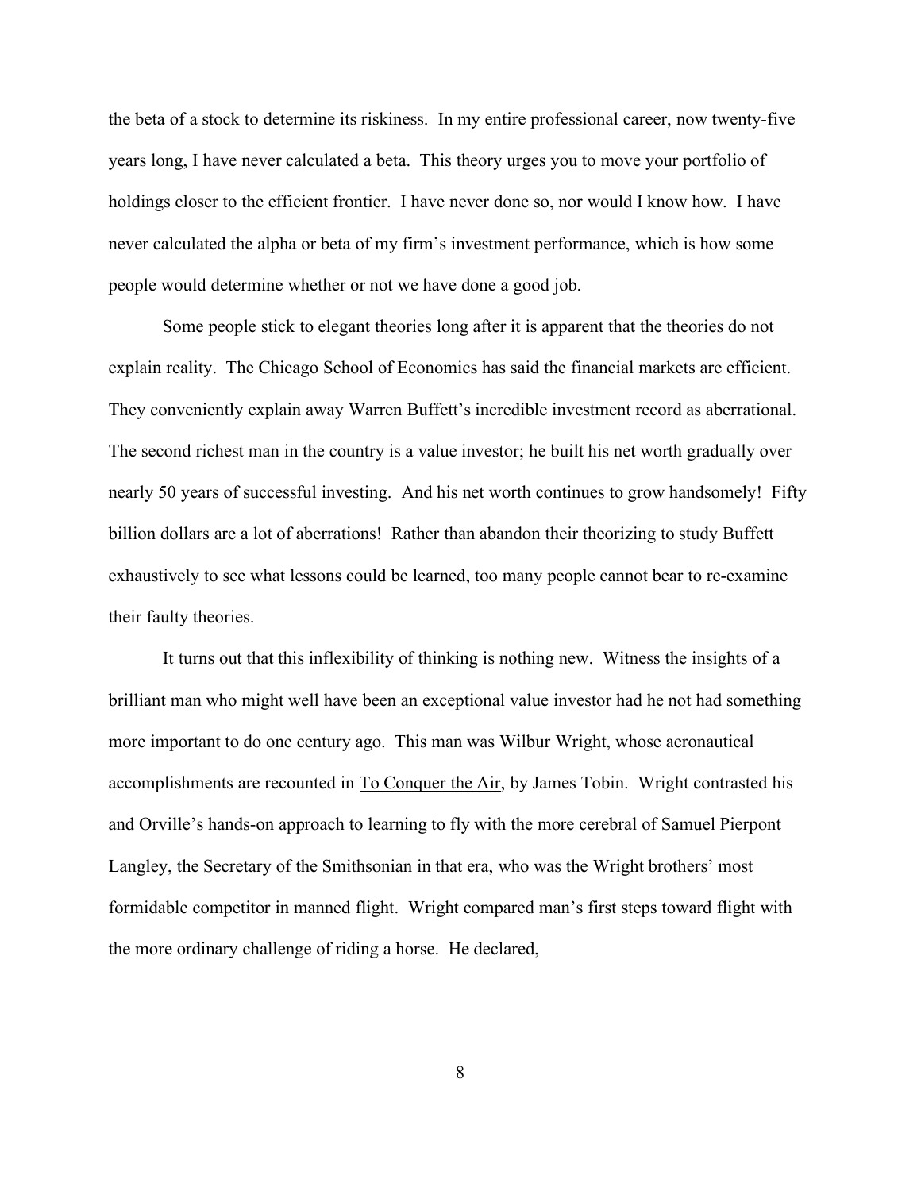the beta of a stock to determine its riskiness. In my entire professional career, now twenty-five years long, I have never calculated a beta. This theory urges you to move your portfolio of holdings closer to the efficient frontier. I have never done so, nor would I know how. I have never calculated the alpha or beta of my firm's investment performance, which is how some people would determine whether or not we have done a good job.

Some people stick to elegant theories long after it is apparent that the theories do not explain reality. The Chicago School of Economics has said the financial markets are efficient. They conveniently explain away Warren Buffett's incredible investment record as aberrational. The second richest man in the country is a value investor; he built his net worth gradually over nearly 50 years of successful investing. And his net worth continues to grow handsomely! Fifty billion dollars are a lot of aberrations! Rather than abandon their theorizing to study Buffett exhaustively to see what lessons could be learned, too many people cannot bear to re-examine their faulty theories.

It turns out that this inflexibility of thinking is nothing new. Witness the insights of a brilliant man who might well have been an exceptional value investor had he not had something more important to do one century ago. This man was Wilbur Wright, whose aeronautical accomplishments are recounted in <u>To Conquer the Air</u>, by James Tobin. Wright contrasted his and Orville's hands-on approach to learning to fly with the more cerebral of Samuel Pierpont Langley, the Secretary of the Smithsonian in that era, who was the Wright brothers' most formidable competitor in manned flight. Wright compared man's first steps toward flight with the more ordinary challenge of riding a horse. He declared,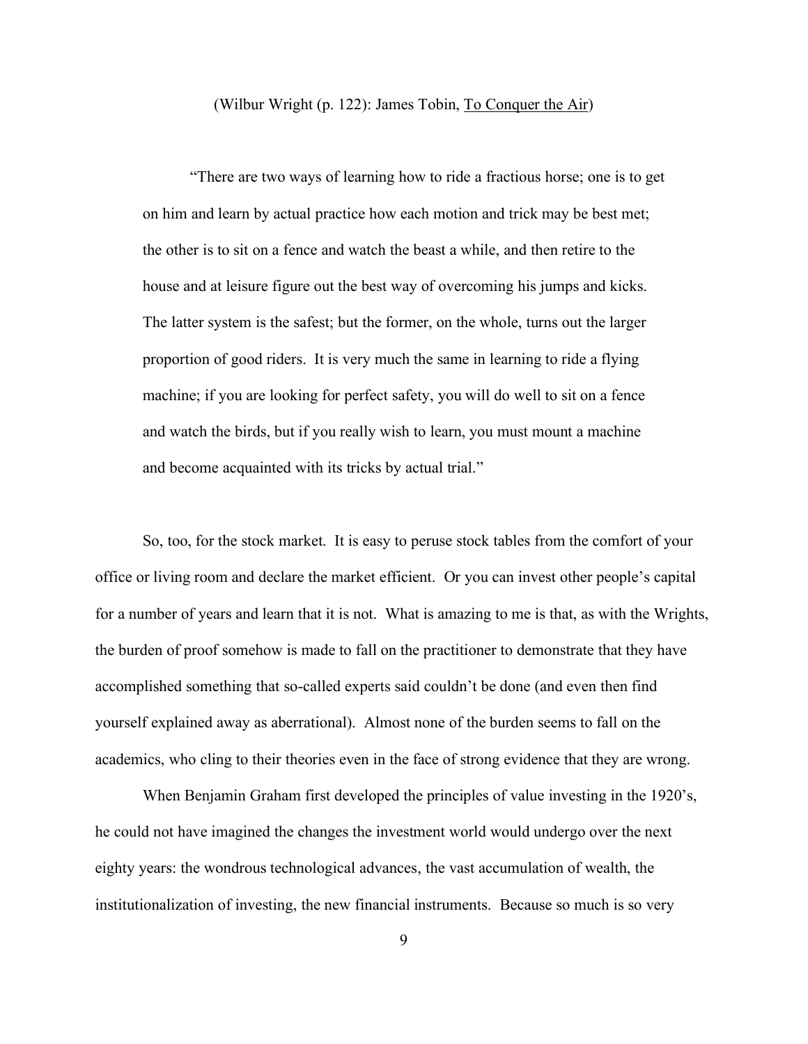(Wilbur Wright (p. 122): James Tobin, To Conquer the Air)

> "There are two ways of learning how to ride a fractious horse; one is to get on him and learn by actual practice how each motion and trick may be best met; the other is to sit on a fence and watch the beast a while, and then retire to the house and at leisure figure out the best way of overcoming his jumps and kicks. The latter system is the safest; but the former, on the whole, turns out the larger proportion of good riders. It is very much the same in learning to ride a flying machine; if you are looking for perfect safety, you will do well to sit on a fence and watch the birds, but if you really wish to learn, you must mount a machine and become acquainted with its tricks by actual trial."

So, too, for the stock market. It is easy to peruse stock tables from the comfort of your office or living room and declare the market efficient. Or you can invest other people's capital for a number of years and learn that it is not. What is amazing to me is that, as with the Wrights, the burden of proof somehow is made to fall on the practitioner to demonstrate that they have accomplished something that so-called experts said couldn't be done (and even then find yourself explained away as aberrational). Almost none of the burden seems to fall on the academics, who cling to their theories even in the face of strong evidence that they are wrong.

When Benjamin Graham first developed the principles of value investing in the 1920's, he could not have imagined the changes the investment world would undergo over the next eighty years: the wondrous technological advances, the vast accumulation of wealth, the institutionalization of investing, the new financial instruments. Because so much is so very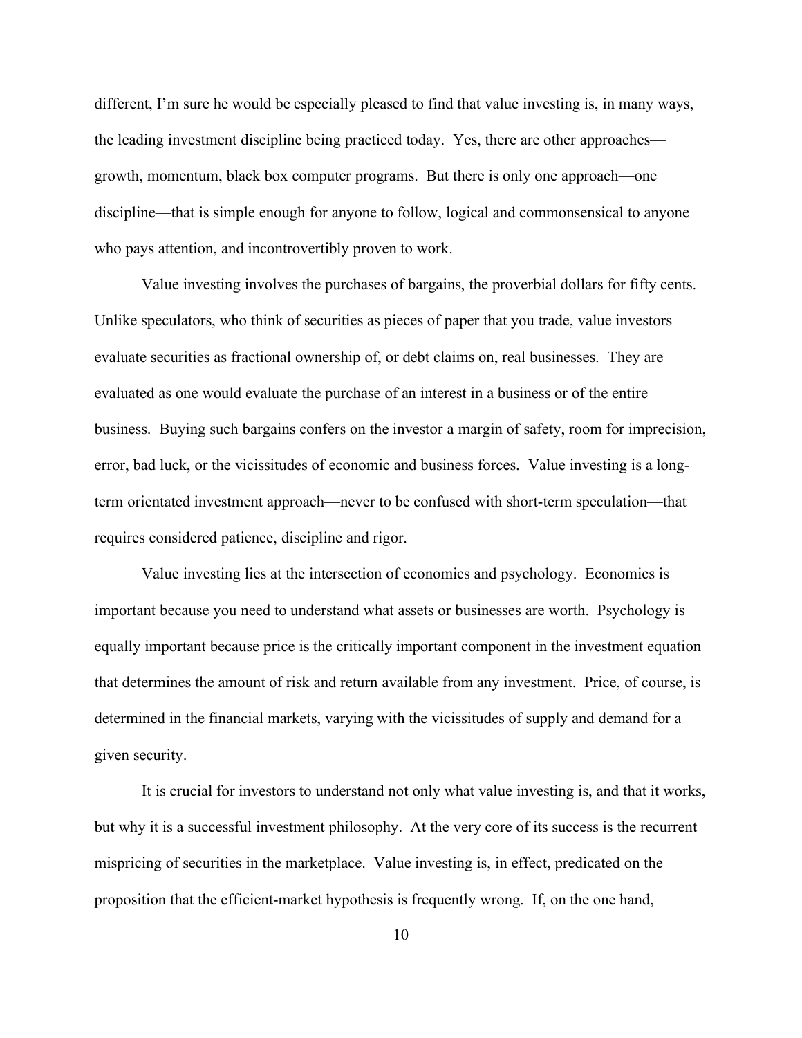different, I'm sure he would be especially pleased to find that value investing is, in many ways, the leading investment discipline being practiced today. Yes, there are other approaches—growth, momentum, black box computer programs. But there is only one approach—one discipline—that is simple enough for anyone to follow, logical and commonsensical to anyone who pays attention, and incontrovertibly proven to work.

Value investing involves the purchases of bargains, the proverbial dollars for fifty cents. Unlike speculators, who think of securities as pieces of paper that you trade, value investors evaluate securities as fractional ownership of, or debt claims on, real businesses. They are evaluated as one would evaluate the purchase of an interest in a business or of the entire business. Buying such bargains confers on the investor a margin of safety, room for imprecision, error, bad luck, or the vicissitudes of economic and business forces. Value investing is a long-term orientated investment approach—never to be confused with short-term speculation—that requires considered patience, discipline and rigor.

Value investing lies at the intersection of economics and psychology. Economics is important because you need to understand what assets or businesses are worth. Psychology is equally important because price is the critically important component in the investment equation that determines the amount of risk and return available from any investment. Price, of course, is determined in the financial markets, varying with the vicissitudes of supply and demand for a given security.

It is crucial for investors to understand not only what value investing is, and that it works, but why it is a successful investment philosophy. At the very core of its success is the recurrent mispricing of securities in the marketplace. Value investing is, in effect, predicated on the proposition that the efficient-market hypothesis is frequently wrong. If, on the one hand,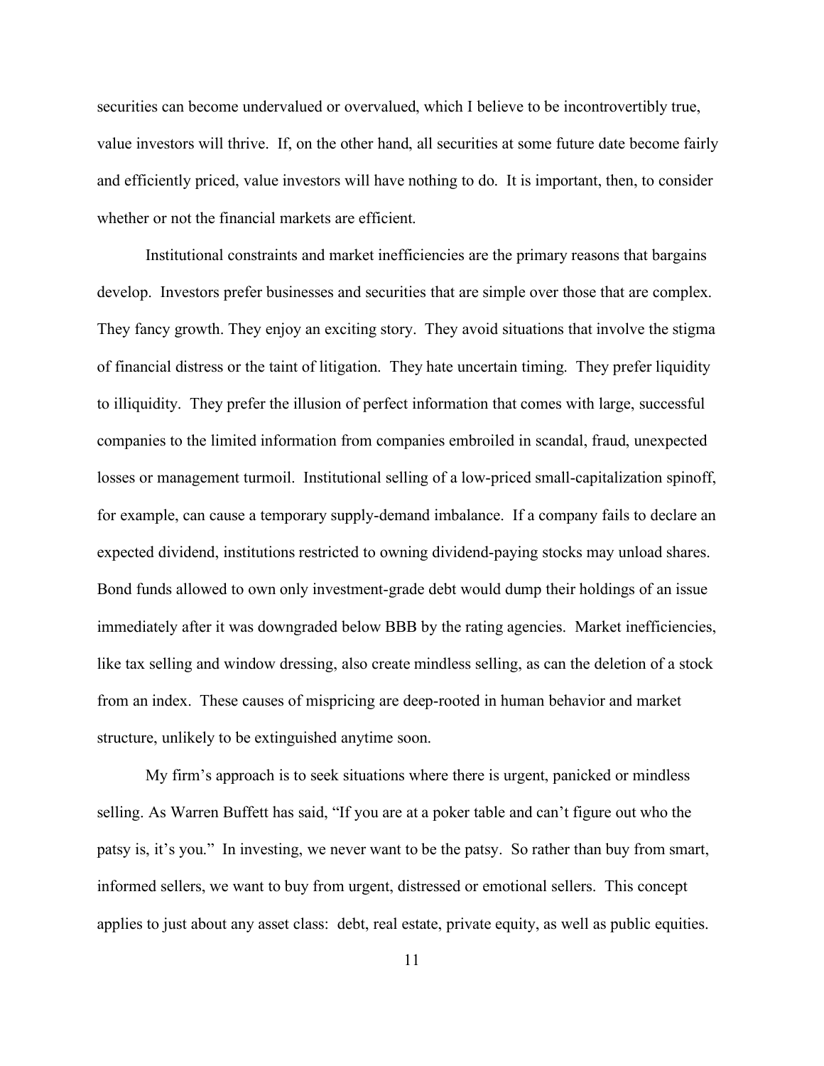securities can become undervalued or overvalued, which I believe to be incontrovertibly true, value investors will thrive. If, on the other hand, all securities at some future date become fairly and efficiently priced, value investors will have nothing to do. It is important, then, to consider whether or not the financial markets are efficient.

Institutional constraints and market inefficiencies are the primary reasons that bargains develop. Investors prefer businesses and securities that are simple over those that are complex. They fancy growth. They enjoy an exciting story. They avoid situations that involve the stigma of financial distress or the taint of litigation. They hate uncertain timing. They prefer liquidity to illiquidity. They prefer the illusion of perfect information that comes with large, successful companies to the limited information from companies embroiled in scandal, fraud, unexpected losses or management turmoil. Institutional selling of a low-priced small-capitalization spinoff, for example, can cause a temporary supply-demand imbalance. If a company fails to declare an expected dividend, institutions restricted to owning dividend-paying stocks may unload shares. Bond funds allowed to own only investment-grade debt would dump their holdings of an issue immediately after it was downgraded below BBB by the rating agencies. Market inefficiencies, like tax selling and window dressing, also create mindless selling, as can the deletion of a stock from an index. These causes of mispricing are deep-rooted in human behavior and market structure, unlikely to be extinguished anytime soon.

My firm's approach is to seek situations where there is urgent, panicked or mindless selling. As Warren Buffett has said, "If you are at a poker table and can't figure out who the patsy is, it's you." In investing, we never want to be the patsy. So rather than buy from smart, informed sellers, we want to buy from urgent, distressed or emotional sellers. This concept applies to just about any asset class: debt, real estate, private equity, as well as public equities.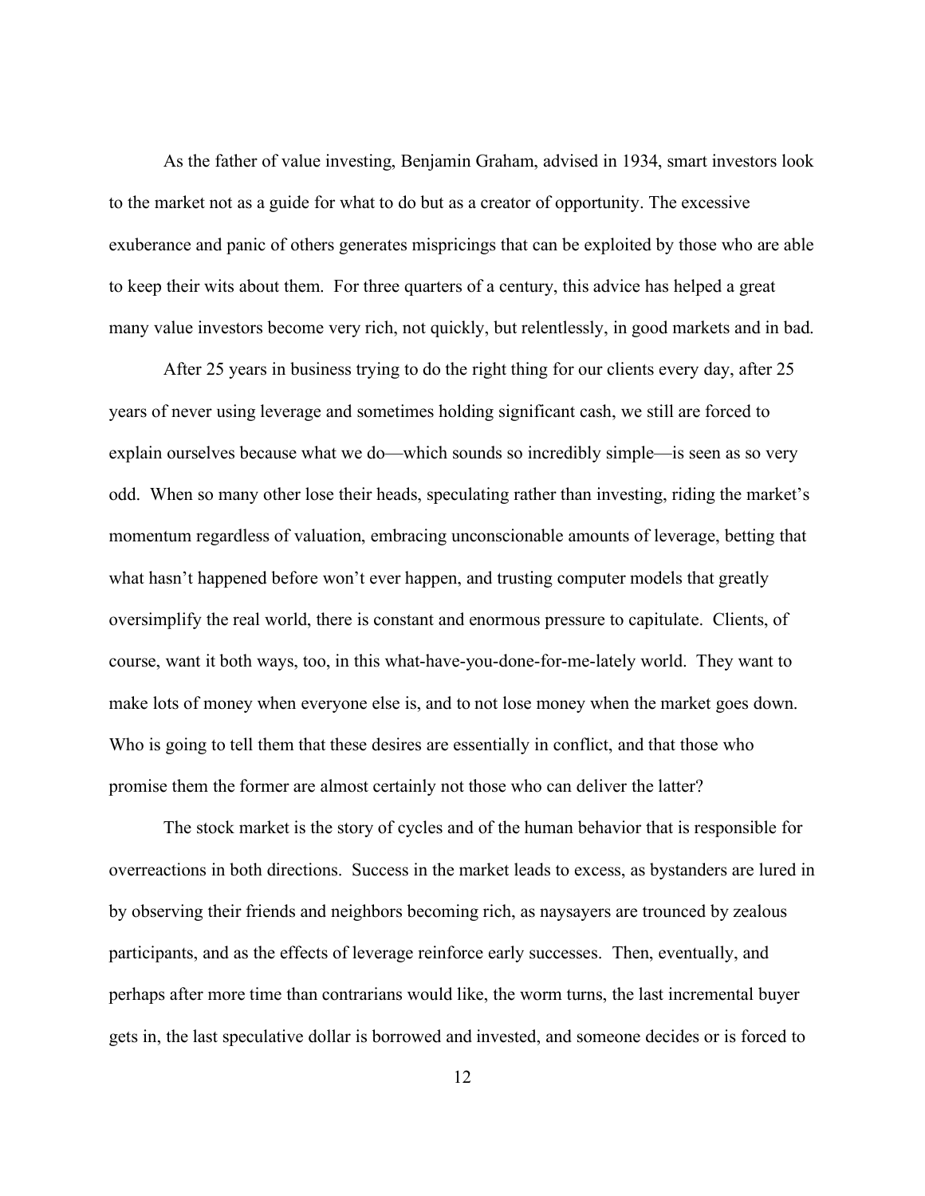As the father of value investing, Benjamin Graham, advised in 1934, smart investors look to the market not as a guide for what to do but as a creator of opportunity. The excessive exuberance and panic of others generates mispricings that can be exploited by those who are able to keep their wits about them. For three quarters of a century, this advice has helped a great many value investors become very rich, not quickly, but relentlessly, in good markets and in bad.

After 25 years in business trying to do the right thing for our clients every day, after 25 years of never using leverage and sometimes holding significant cash, we still are forced to explain ourselves because what we do—which sounds so incredibly simple—is seen as so very odd. When so many other lose their heads, speculating rather than investing, riding the market's momentum regardless of valuation, embracing unconscionable amounts of leverage, betting that what hasn't happened before won't ever happen, and trusting computer models that greatly oversimplify the real world, there is constant and enormous pressure to capitulate. Clients, of course, want it both ways, too, in this what-have-you-done-for-me-lately world. They want to make lots of money when everyone else is, and to not lose money when the market goes down. Who is going to tell them that these desires are essentially in conflict, and that those who promise them the former are almost certainly not those who can deliver the latter?

The stock market is the story of cycles and of the human behavior that is responsible for overreactions in both directions. Success in the market leads to excess, as bystanders are lured in by observing their friends and neighbors becoming rich, as naysayers are trounced by zealous participants, and as the effects of leverage reinforce early successes. Then, eventually, and perhaps after more time than contrarians would like, the worm turns, the last incremental buyer gets in, the last speculative dollar is borrowed and invested, and someone decides or is forced to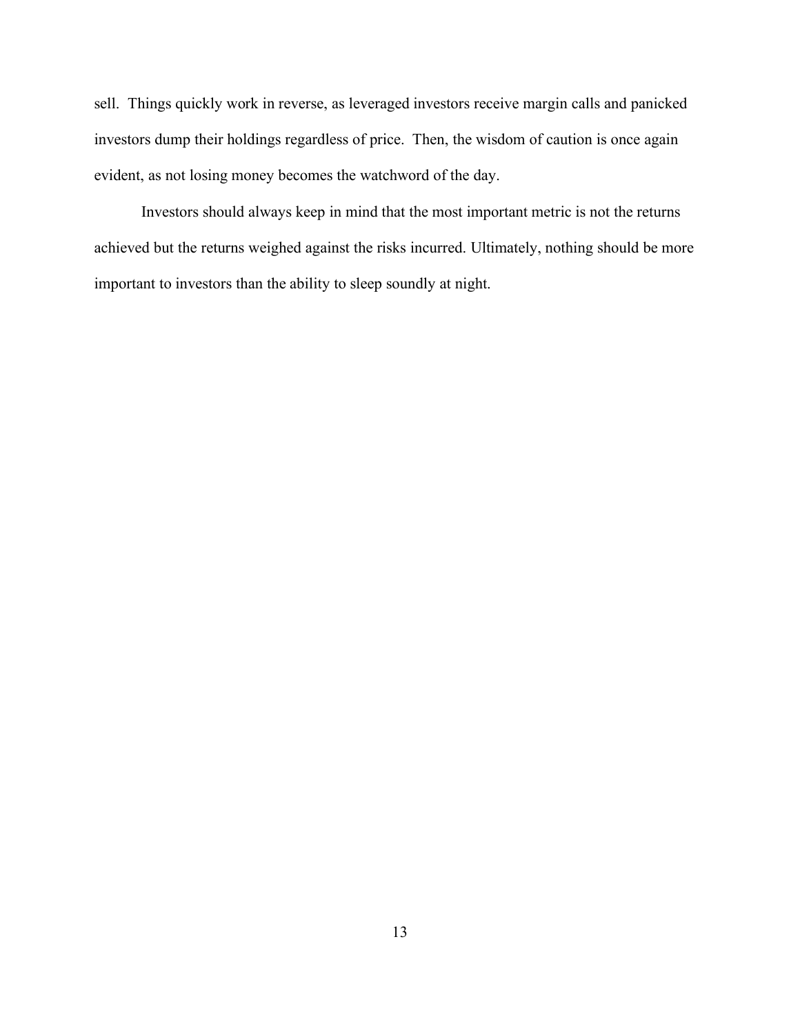sell. Things quickly work in reverse, as leveraged investors receive margin calls and panicked investors dump their holdings regardless of price. Then, the wisdom of caution is once again evident, as not losing money becomes the watchword of the day.

Investors should always keep in mind that the most important metric is not the returns achieved but the returns weighed against the risks incurred. Ultimately, nothing should be more important to investors than the ability to sleep soundly at night.